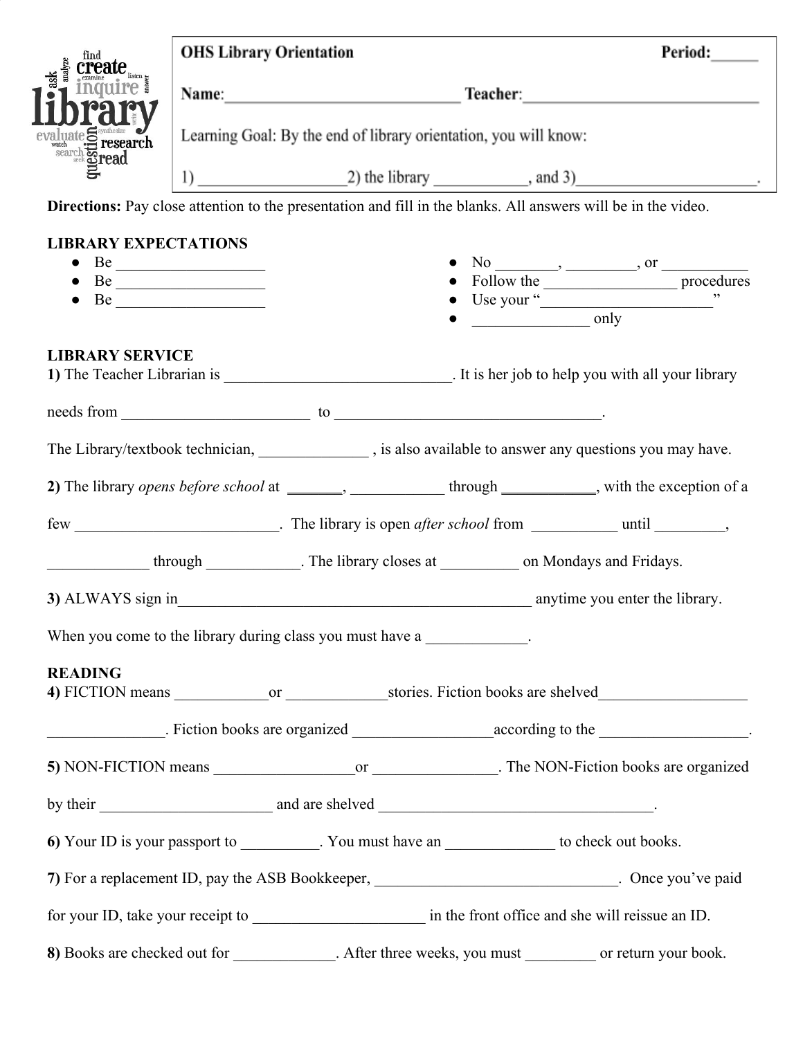**OHS Library Orientation** **Period:**______

**Name**:______________________________ **Teacher**:______________________________

Learning Goal: By the end of library orientation, you will know:

1) ___________________2) the library ____________, and 3)_______________________.

**Directions:** Pay close attention to the presentation and fill in the blanks. All answers will be in the video.

**LIBRARY EXPECTATIONS**

- Be ___________________
- Be ___________________
- Be ___________________
- No ________, _________, or ___________
- Follow the _________________ procedures
- Use your "______________________"
- _______________ only

**LIBRARY SERVICE**

**1)** The Teacher Librarian is ______________________________. It is her job to help you with all your library needs from ________________________ to ___________________________________.

The Library/textbook technician, ______________ , is also available to answer any questions you may have.

**2)** The library *opens before school* at _______, ____________ through ____________, with the exception of a few __________________________. The library is open *after school* from ___________ until _________, _____________ through ____________. The library closes at __________ on Mondays and Fridays.

**3)** ALWAYS sign in_______________________________________________ anytime you enter the library. When you come to the library during class you must have a _____________.

**READING**

**4)** FICTION means ____________or _____________stories. Fiction books are shelved___________________ _______________. Fiction books are organized _________________according to the ___________________.

**5)** NON-FICTION means _________________or _______________. The NON-Fiction books are organized by their ______________________ and are shelved ___________________________________.

**6)** Your ID is your passport to __________. You must have an ______________ to check out books.

**7)** For a replacement ID, pay the ASB Bookkeeper, _______________________________. Once you've paid for your ID, take your receipt to ______________________ in the front office and she will reissue an ID.

**8)** Books are checked out for _____________. After three weeks, you must _________ or return your book.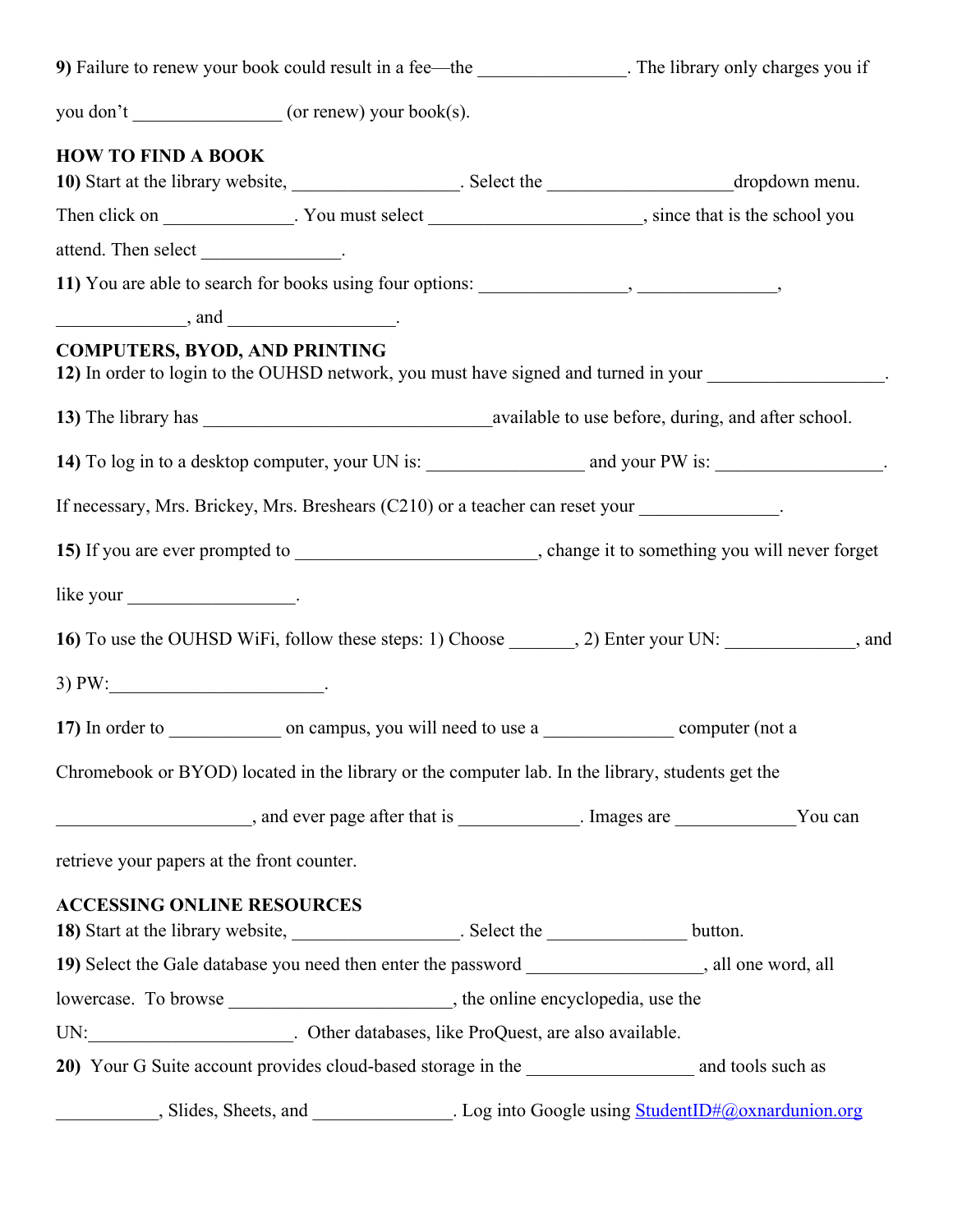**9)** Failure to renew your book could result in a fee—the ________________. The library only charges you if you don't ________________ (or renew) your book(s).

**HOW TO FIND A BOOK**

**10)** Start at the library website, __________________. Select the ____________________dropdown menu. Then click on ______________. You must select ______________________, since that is the school you attend. Then select _______________.

**11)** You are able to search for books using four options: ________________, _______________, ______________, and __________________.

**COMPUTERS, BYOD, AND PRINTING**

**12)** In order to login to the OUHSD network, you must have signed and turned in your ___________________.

**13)** The library has _______________________________available to use before, during, and after school.

**14)** To log in to a desktop computer, your UN is: ________________ and your PW is: _________________. If necessary, Mrs. Brickey, Mrs. Breshears (C210) or a teacher can reset your _______________.

**15)** If you are ever prompted to __________________________, change it to something you will never forget like your __________________.

**16)** To use the OUHSD WiFi, follow these steps: 1) Choose _______, 2) Enter your UN: ______________, and 3) PW:_______________________.

**17)** In order to ____________ on campus, you will need to use a ______________ computer (not a Chromebook or BYOD) located in the library or the computer lab. In the library, students get the ____________________, and ever page after that is _____________. Images are _____________You can retrieve your papers at the front counter.

**ACCESSING ONLINE RESOURCES**

**18)** Start at the library website, __________________. Select the _______________ button.

**19)** Select the Gale database you need then enter the password ___________________, all one word, all lowercase. To browse ________________________, the online encyclopedia, use the UN:_____________________. Other databases, like ProQuest, are also available.

**20)** Your G Suite account provides cloud-based storage in the __________________ and tools such as ___________, Slides, Sheets, and _______________. Log into Google using StudentID#@oxnardunion.org